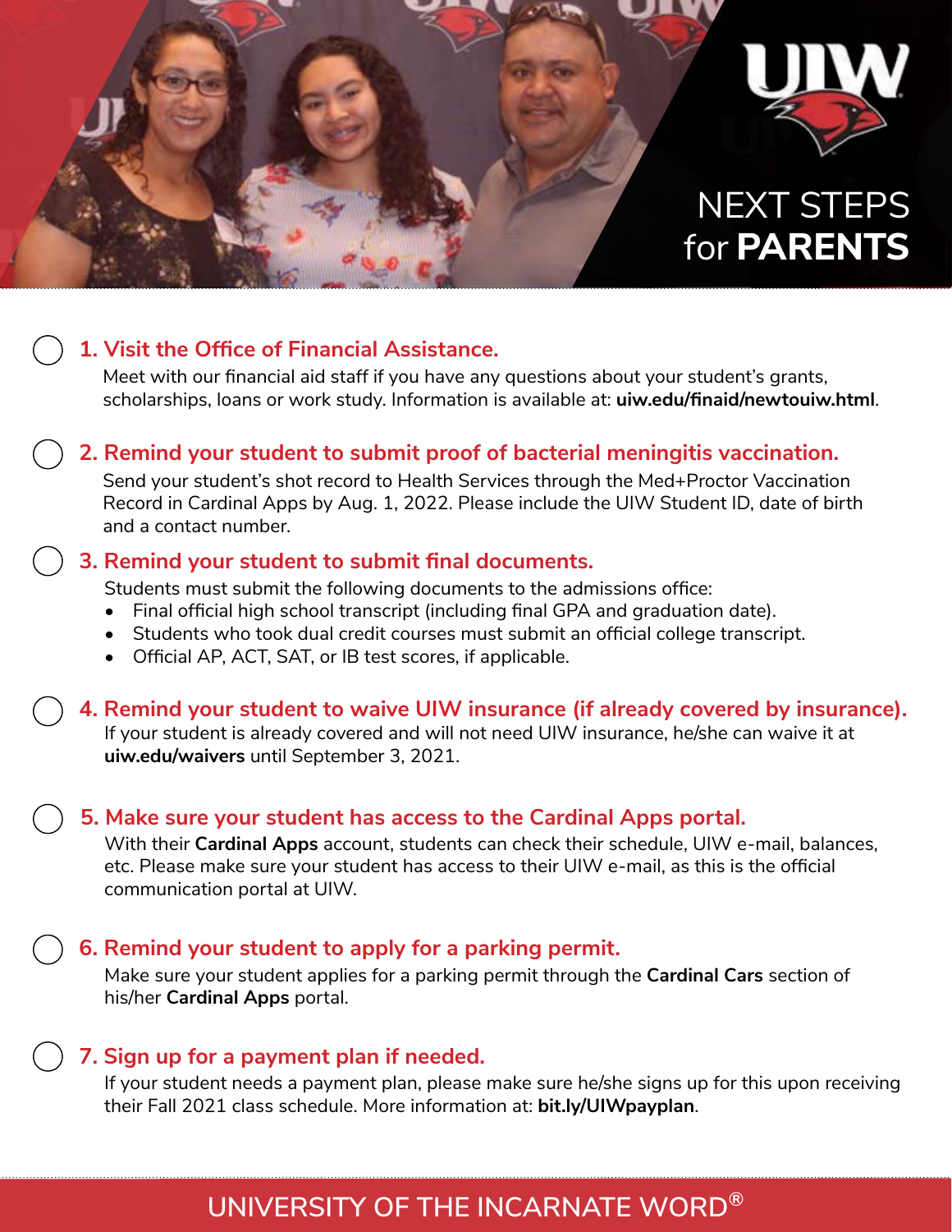# NEXT STEPS for **PARENTS**

## 1. Visit the Office of Financial Assistance.

Meet with our financial aid staff if you have any questions about your student's grants, scholarships, loans or work study. Information is available at: **uiw.edu/finaid/newtouiw.html**.

## 2. Remind your student to submit proof of bacterial meningitis vaccination.

Send your student's shot record to Health Services through the Med+Proctor Vaccination Record in Cardinal Apps by Aug. 1, 2022. Please include the UIW Student ID, date of birth and a contact number.

## 3. Remind your student to submit final documents.

Students must submit the following documents to the admissions office:

- Final official high school transcript (including final GPA and graduation date).
- Students who took dual credit courses must submit an official college transcript.
- Official AP, ACT, SAT, or IB test scores, if applicable.

## 4. Remind your student to waive UIW insurance (if already covered by insurance).

If your student is already covered and will not need UIW insurance, he/she can waive it at **uiw.edu/waivers** until September 3, 2021.

## 5. Make sure your student has access to the Cardinal Apps portal.

With their **Cardinal Apps** account, students can check their schedule, UIW e-mail, balances, etc. Please make sure your student has access to their UIW e-mail, as this is the official communication portal at UIW.

## 6. Remind your student to apply for a parking permit.

Make sure your student applies for a parking permit through the **Cardinal Cars** section of his/her **Cardinal Apps** portal.

## 7. Sign up for a payment plan if needed.

If your student needs a payment plan, please make sure he/she signs up for this upon receiving their Fall 2021 class schedule. More information at: **bit.ly/UIWpayplan**.

UNIVERSITY OF THE INCARNATE WORD®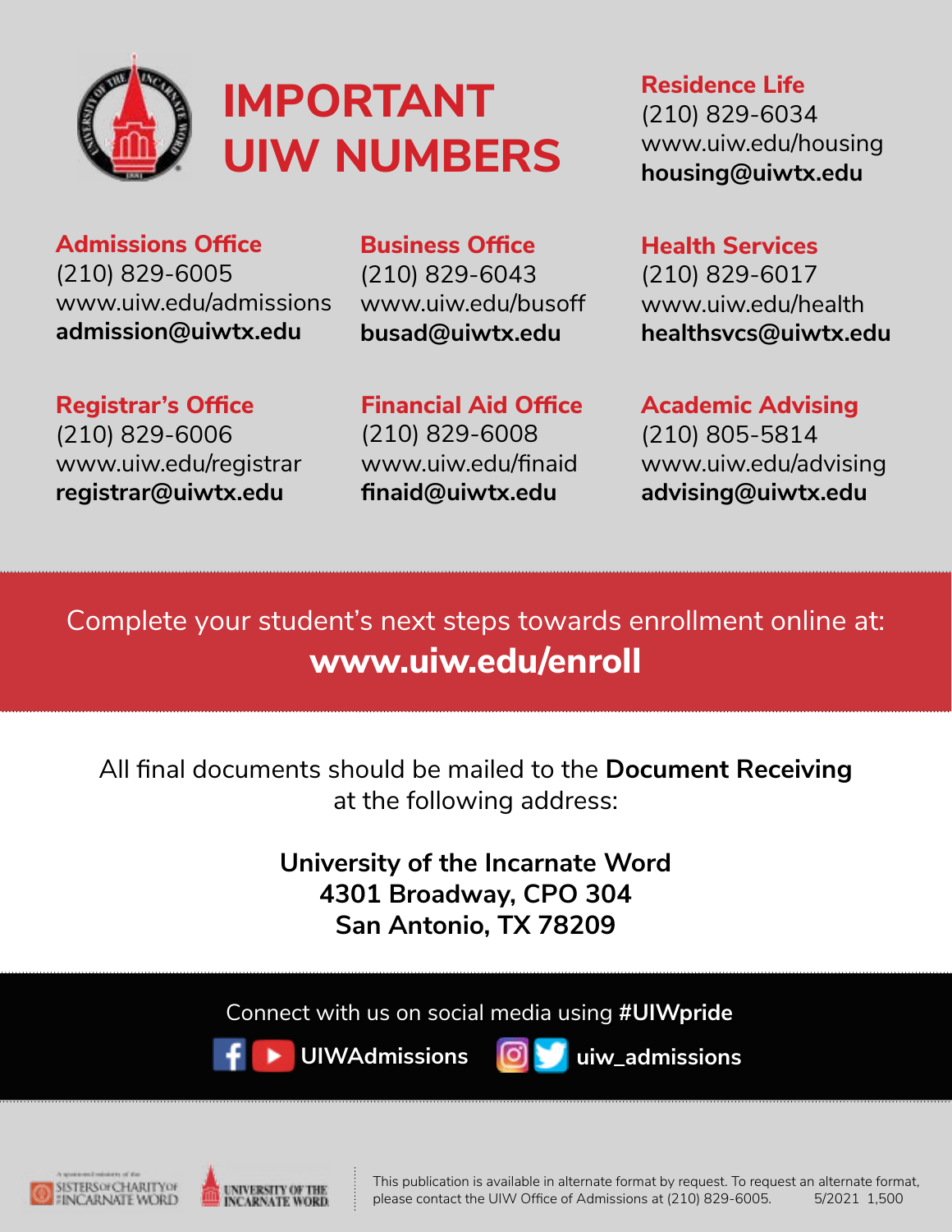# IMPORTANT UIW NUMBERS

**Residence Life**
(210) 829-6034
www.uiw.edu/housing
**housing@uiwtx.edu**

**Admissions Office**
(210) 829-6005
www.uiw.edu/admissions
**admission@uiwtx.edu**

**Business Office**
(210) 829-6043
www.uiw.edu/busoff
**busad@uiwtx.edu**

**Health Services**
(210) 829-6017
www.uiw.edu/health
**healthsvcs@uiwtx.edu**

**Registrar's Office**
(210) 829-6006
www.uiw.edu/registrar
**registrar@uiwtx.edu**

**Financial Aid Office**
(210) 829-6008
www.uiw.edu/finaid
**finaid@uiwtx.edu**

**Academic Advising**
(210) 805-5814
www.uiw.edu/advising
**advising@uiwtx.edu**

Complete your student's next steps towards enrollment online at:
**www.uiw.edu/enroll**

All final documents should be mailed to the **Document Receiving** at the following address:

**University of the Incarnate Word**
**4301 Broadway, CPO 304**
**San Antonio, TX 78209**

Connect with us on social media using **#UIWpride**

**UIWAdmissions** **uiw_admissions**

This publication is available in alternate format by request. To request an alternate format, please contact the UIW Office of Admissions at (210) 829-6005. 5/2021 1,500